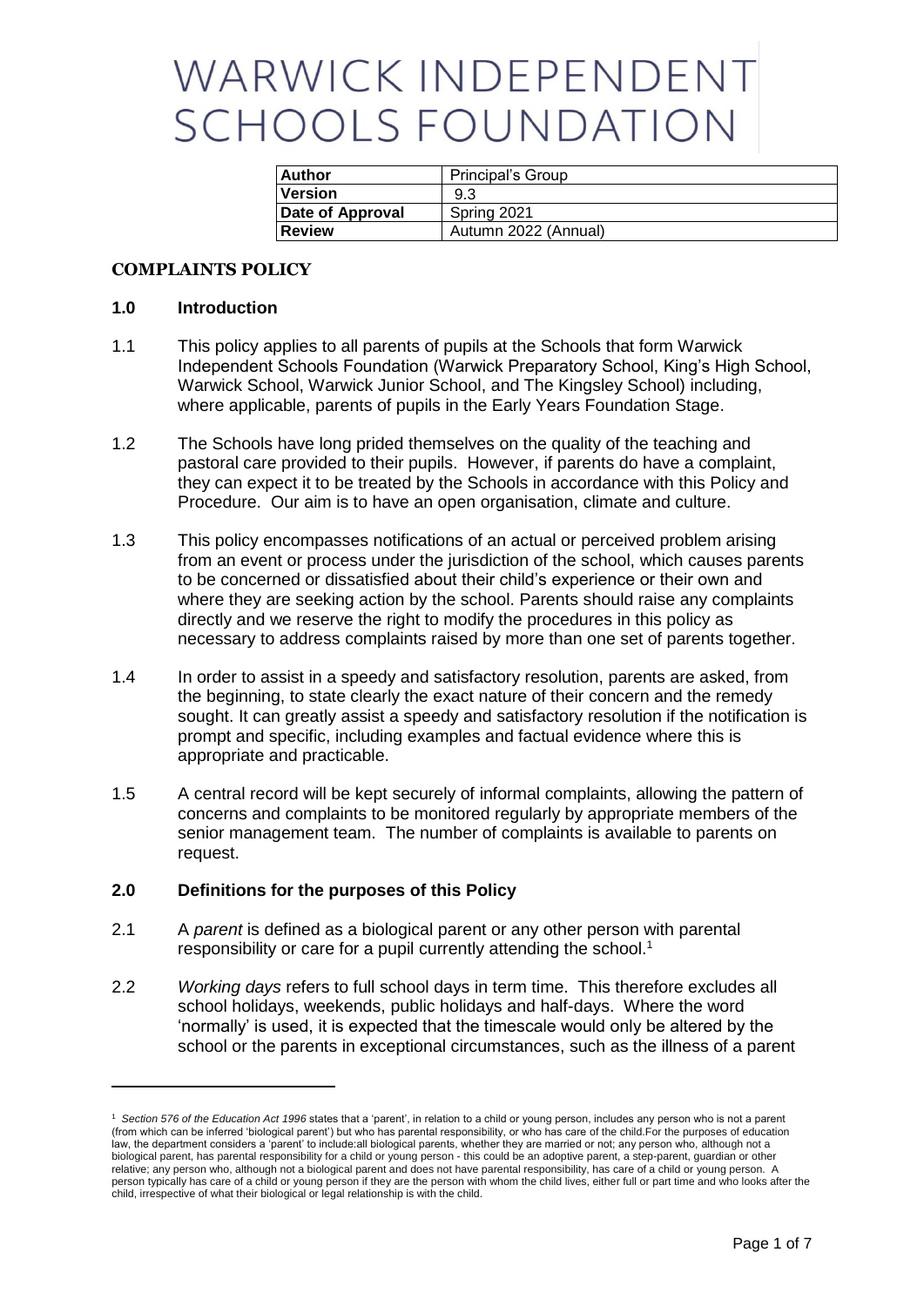# WARWICK INDEPENDENT SCHOOLS FOUNDATION

| Author | Principal's Group |
|---|---|
| Version | 9.3 |
| Date of Approval | Spring 2021 |
| Review | Autumn 2022 (Annual) |

## COMPLAINTS POLICY

### 1.0 Introduction

1.1 This policy applies to all parents of pupils at the Schools that form Warwick Independent Schools Foundation (Warwick Preparatory School, King's High School, Warwick School, Warwick Junior School, and The Kingsley School) including, where applicable, parents of pupils in the Early Years Foundation Stage.

1.2 The Schools have long prided themselves on the quality of the teaching and pastoral care provided to their pupils. However, if parents do have a complaint, they can expect it to be treated by the Schools in accordance with this Policy and Procedure. Our aim is to have an open organisation, climate and culture.

1.3 This policy encompasses notifications of an actual or perceived problem arising from an event or process under the jurisdiction of the school, which causes parents to be concerned or dissatisfied about their child's experience or their own and where they are seeking action by the school. Parents should raise any complaints directly and we reserve the right to modify the procedures in this policy as necessary to address complaints raised by more than one set of parents together.

1.4 In order to assist in a speedy and satisfactory resolution, parents are asked, from the beginning, to state clearly the exact nature of their concern and the remedy sought. It can greatly assist a speedy and satisfactory resolution if the notification is prompt and specific, including examples and factual evidence where this is appropriate and practicable.

1.5 A central record will be kept securely of informal complaints, allowing the pattern of concerns and complaints to be monitored regularly by appropriate members of the senior management team. The number of complaints is available to parents on request.

### 2.0 Definitions for the purposes of this Policy

2.1 A *parent* is defined as a biological parent or any other person with parental responsibility or care for a pupil currently attending the school.[1]

2.2 *Working days* refers to full school days in term time. This therefore excludes all school holidays, weekends, public holidays and half-days. Where the word 'normally' is used, it is expected that the timescale would only be altered by the school or the parents in exceptional circumstances, such as the illness of a parent

---

[1] *Section 576 of the Education Act 1996* states that a 'parent', in relation to a child or young person, includes any person who is not a parent (from which can be inferred 'biological parent') but who has parental responsibility, or who has care of the child.For the purposes of education law, the department considers a 'parent' to include:all biological parents, whether they are married or not; any person who, although not a biological parent, has parental responsibility for a child or young person - this could be an adoptive parent, a step-parent, guardian or other relative; any person who, although not a biological parent and does not have parental responsibility, has care of a child or young person. A person typically has care of a child or young person if they are the person with whom the child lives, either full or part time and who looks after the child, irrespective of what their biological or legal relationship is with the child.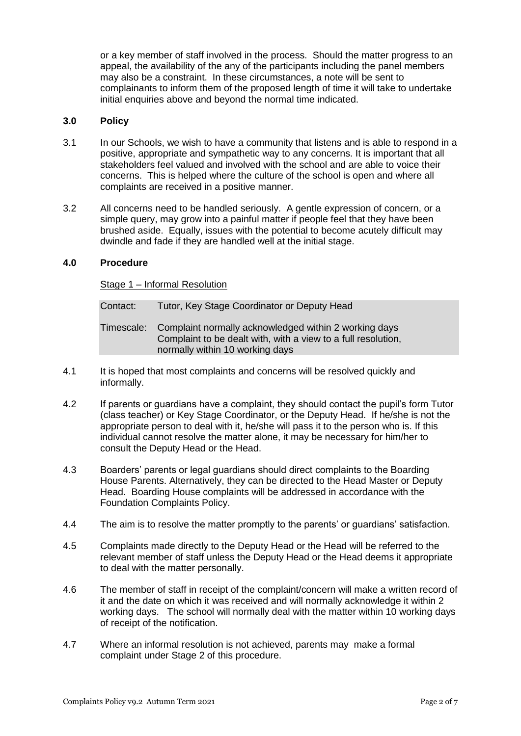or a key member of staff involved in the process. Should the matter progress to an appeal, the availability of the any of the participants including the panel members may also be a constraint. In these circumstances, a note will be sent to complainants to inform them of the proposed length of time it will take to undertake initial enquiries above and beyond the normal time indicated.

## 3.0 Policy

3.1 In our Schools, we wish to have a community that listens and is able to respond in a positive, appropriate and sympathetic way to any concerns. It is important that all stakeholders feel valued and involved with the school and are able to voice their concerns. This is helped where the culture of the school is open and where all complaints are received in a positive manner.

3.2 All concerns need to be handled seriously. A gentle expression of concern, or a simple query, may grow into a painful matter if people feel that they have been brushed aside. Equally, issues with the potential to become acutely difficult may dwindle and fade if they are handled well at the initial stage.

## 4.0 Procedure

Stage 1 – Informal Resolution

| | |
|---|---|
| Contact: | Tutor, Key Stage Coordinator or Deputy Head |
| Timescale: | Complaint normally acknowledged within 2 working days<br>Complaint to be dealt with, with a view to a full resolution, normally within 10 working days |

4.1 It is hoped that most complaints and concerns will be resolved quickly and informally.

4.2 If parents or guardians have a complaint, they should contact the pupil's form Tutor (class teacher) or Key Stage Coordinator, or the Deputy Head. If he/she is not the appropriate person to deal with it, he/she will pass it to the person who is. If this individual cannot resolve the matter alone, it may be necessary for him/her to consult the Deputy Head or the Head.

4.3 Boarders' parents or legal guardians should direct complaints to the Boarding House Parents. Alternatively, they can be directed to the Head Master or Deputy Head. Boarding House complaints will be addressed in accordance with the Foundation Complaints Policy.

4.4 The aim is to resolve the matter promptly to the parents' or guardians' satisfaction.

4.5 Complaints made directly to the Deputy Head or the Head will be referred to the relevant member of staff unless the Deputy Head or the Head deems it appropriate to deal with the matter personally.

4.6 The member of staff in receipt of the complaint/concern will make a written record of it and the date on which it was received and will normally acknowledge it within 2 working days. The school will normally deal with the matter within 10 working days of receipt of the notification.

4.7 Where an informal resolution is not achieved, parents may make a formal complaint under Stage 2 of this procedure.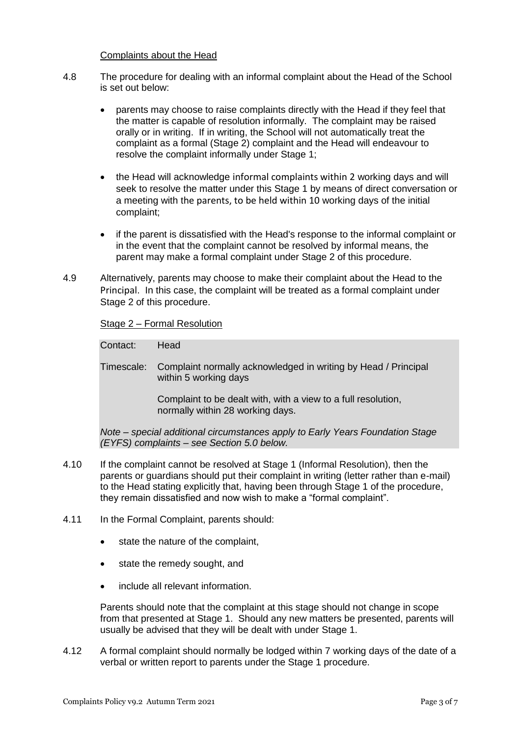<u>Complaints about the Head</u>

4.8 The procedure for dealing with an informal complaint about the Head of the School is set out below:

- parents may choose to raise complaints directly with the Head if they feel that the matter is capable of resolution informally. The complaint may be raised orally or in writing. If in writing, the School will not automatically treat the complaint as a formal (Stage 2) complaint and the Head will endeavour to resolve the complaint informally under Stage 1;
- the Head will acknowledge informal complaints within 2 working days and will seek to resolve the matter under this Stage 1 by means of direct conversation or a meeting with the parents, to be held within 10 working days of the initial complaint;
- if the parent is dissatisfied with the Head's response to the informal complaint or in the event that the complaint cannot be resolved by informal means, the parent may make a formal complaint under Stage 2 of this procedure.

4.9 Alternatively, parents may choose to make their complaint about the Head to the Principal. In this case, the complaint will be treated as a formal complaint under Stage 2 of this procedure.

<u>Stage 2 – Formal Resolution</u>

Contact: Head

Timescale: Complaint normally acknowledged in writing by Head / Principal within 5 working days

Complaint to be dealt with, with a view to a full resolution, normally within 28 working days.

*Note – special additional circumstances apply to Early Years Foundation Stage (EYFS) complaints – see Section 5.0 below.*

4.10 If the complaint cannot be resolved at Stage 1 (Informal Resolution), then the parents or guardians should put their complaint in writing (letter rather than e-mail) to the Head stating explicitly that, having been through Stage 1 of the procedure, they remain dissatisfied and now wish to make a "formal complaint".

4.11 In the Formal Complaint, parents should:

- state the nature of the complaint,
- state the remedy sought, and
- include all relevant information.

Parents should note that the complaint at this stage should not change in scope from that presented at Stage 1. Should any new matters be presented, parents will usually be advised that they will be dealt with under Stage 1.

4.12 A formal complaint should normally be lodged within 7 working days of the date of a verbal or written report to parents under the Stage 1 procedure.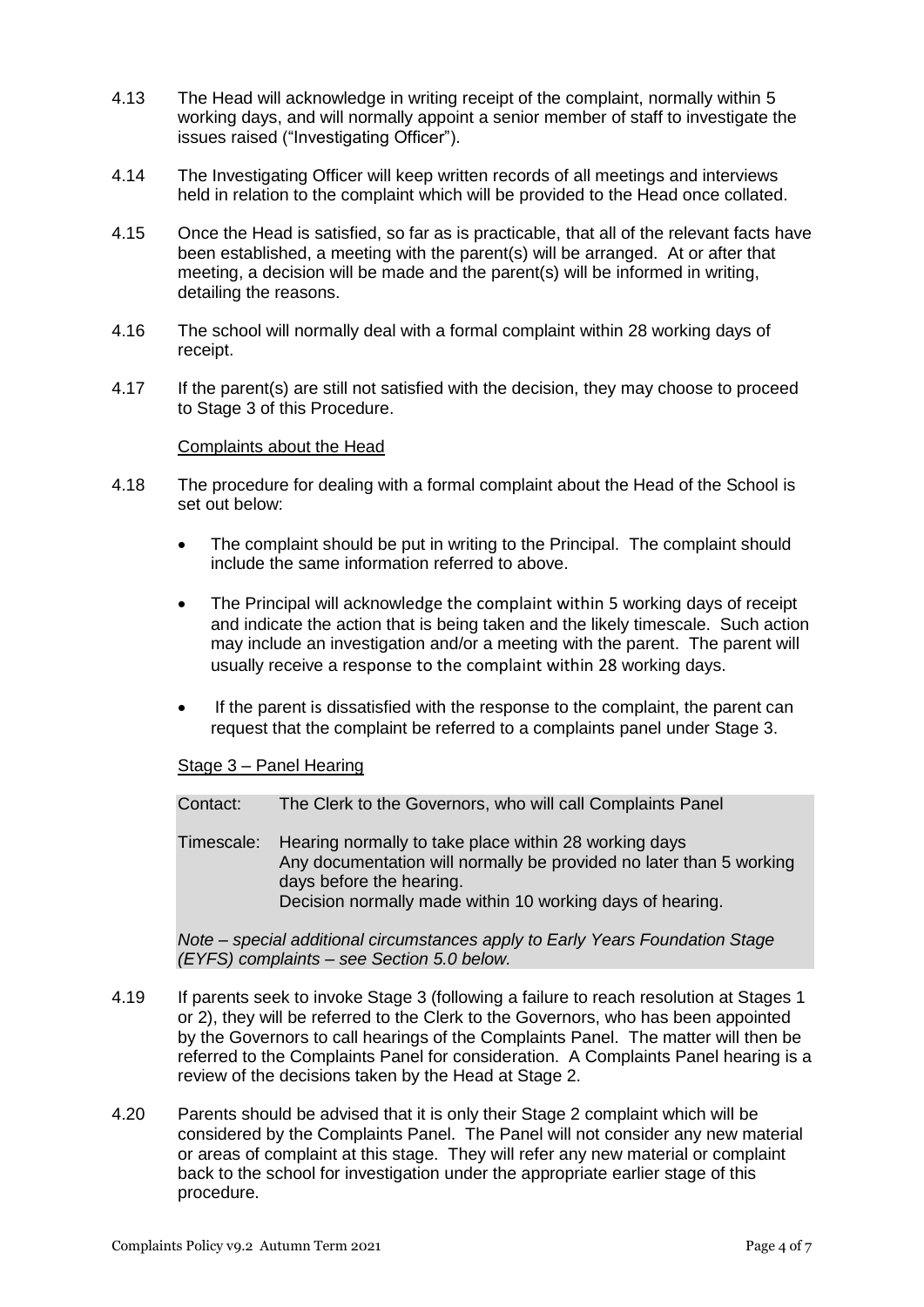4.13 The Head will acknowledge in writing receipt of the complaint, normally within 5 working days, and will normally appoint a senior member of staff to investigate the issues raised ("Investigating Officer").

4.14 The Investigating Officer will keep written records of all meetings and interviews held in relation to the complaint which will be provided to the Head once collated.

4.15 Once the Head is satisfied, so far as is practicable, that all of the relevant facts have been established, a meeting with the parent(s) will be arranged. At or after that meeting, a decision will be made and the parent(s) will be informed in writing, detailing the reasons.

4.16 The school will normally deal with a formal complaint within 28 working days of receipt.

4.17 If the parent(s) are still not satisfied with the decision, they may choose to proceed to Stage 3 of this Procedure.

Complaints about the Head

4.18 The procedure for dealing with a formal complaint about the Head of the School is set out below:

- The complaint should be put in writing to the Principal. The complaint should include the same information referred to above.
- The Principal will acknowledge the complaint within 5 working days of receipt and indicate the action that is being taken and the likely timescale. Such action may include an investigation and/or a meeting with the parent. The parent will usually receive a response to the complaint within 28 working days.
- If the parent is dissatisfied with the response to the complaint, the parent can request that the complaint be referred to a complaints panel under Stage 3.

Stage 3 – Panel Hearing

| | |
|---|---|
| Contact: | The Clerk to the Governors, who will call Complaints Panel |
| Timescale: | Hearing normally to take place within 28 working days<br>Any documentation will normally be provided no later than 5 working days before the hearing.<br>Decision normally made within 10 working days of hearing. |

*Note – special additional circumstances apply to Early Years Foundation Stage (EYFS) complaints – see Section 5.0 below.*

4.19 If parents seek to invoke Stage 3 (following a failure to reach resolution at Stages 1 or 2), they will be referred to the Clerk to the Governors, who has been appointed by the Governors to call hearings of the Complaints Panel. The matter will then be referred to the Complaints Panel for consideration. A Complaints Panel hearing is a review of the decisions taken by the Head at Stage 2.

4.20 Parents should be advised that it is only their Stage 2 complaint which will be considered by the Complaints Panel. The Panel will not consider any new material or areas of complaint at this stage. They will refer any new material or complaint back to the school for investigation under the appropriate earlier stage of this procedure.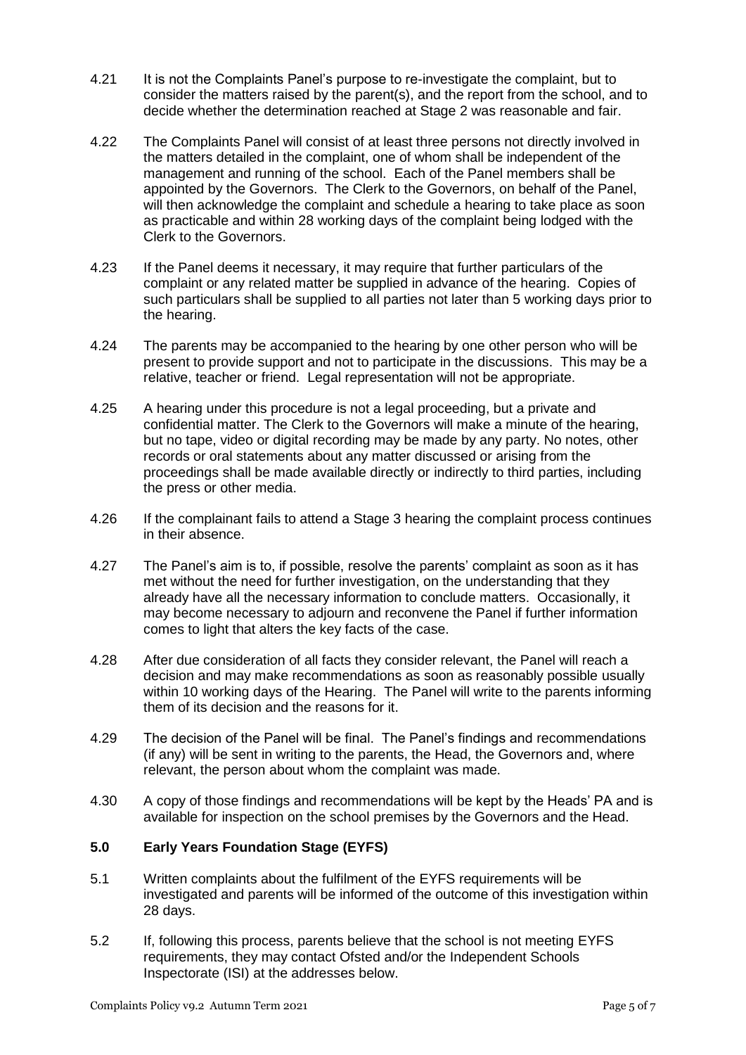4.21 It is not the Complaints Panel's purpose to re-investigate the complaint, but to consider the matters raised by the parent(s), and the report from the school, and to decide whether the determination reached at Stage 2 was reasonable and fair.

4.22 The Complaints Panel will consist of at least three persons not directly involved in the matters detailed in the complaint, one of whom shall be independent of the management and running of the school. Each of the Panel members shall be appointed by the Governors. The Clerk to the Governors, on behalf of the Panel, will then acknowledge the complaint and schedule a hearing to take place as soon as practicable and within 28 working days of the complaint being lodged with the Clerk to the Governors.

4.23 If the Panel deems it necessary, it may require that further particulars of the complaint or any related matter be supplied in advance of the hearing. Copies of such particulars shall be supplied to all parties not later than 5 working days prior to the hearing.

4.24 The parents may be accompanied to the hearing by one other person who will be present to provide support and not to participate in the discussions. This may be a relative, teacher or friend. Legal representation will not be appropriate.

4.25 A hearing under this procedure is not a legal proceeding, but a private and confidential matter. The Clerk to the Governors will make a minute of the hearing, but no tape, video or digital recording may be made by any party. No notes, other records or oral statements about any matter discussed or arising from the proceedings shall be made available directly or indirectly to third parties, including the press or other media.

4.26 If the complainant fails to attend a Stage 3 hearing the complaint process continues in their absence.

4.27 The Panel's aim is to, if possible, resolve the parents' complaint as soon as it has met without the need for further investigation, on the understanding that they already have all the necessary information to conclude matters. Occasionally, it may become necessary to adjourn and reconvene the Panel if further information comes to light that alters the key facts of the case.

4.28 After due consideration of all facts they consider relevant, the Panel will reach a decision and may make recommendations as soon as reasonably possible usually within 10 working days of the Hearing. The Panel will write to the parents informing them of its decision and the reasons for it.

4.29 The decision of the Panel will be final. The Panel's findings and recommendations (if any) will be sent in writing to the parents, the Head, the Governors and, where relevant, the person about whom the complaint was made.

4.30 A copy of those findings and recommendations will be kept by the Heads' PA and is available for inspection on the school premises by the Governors and the Head.

## 5.0 Early Years Foundation Stage (EYFS)

5.1 Written complaints about the fulfilment of the EYFS requirements will be investigated and parents will be informed of the outcome of this investigation within 28 days.

5.2 If, following this process, parents believe that the school is not meeting EYFS requirements, they may contact Ofsted and/or the Independent Schools Inspectorate (ISI) at the addresses below.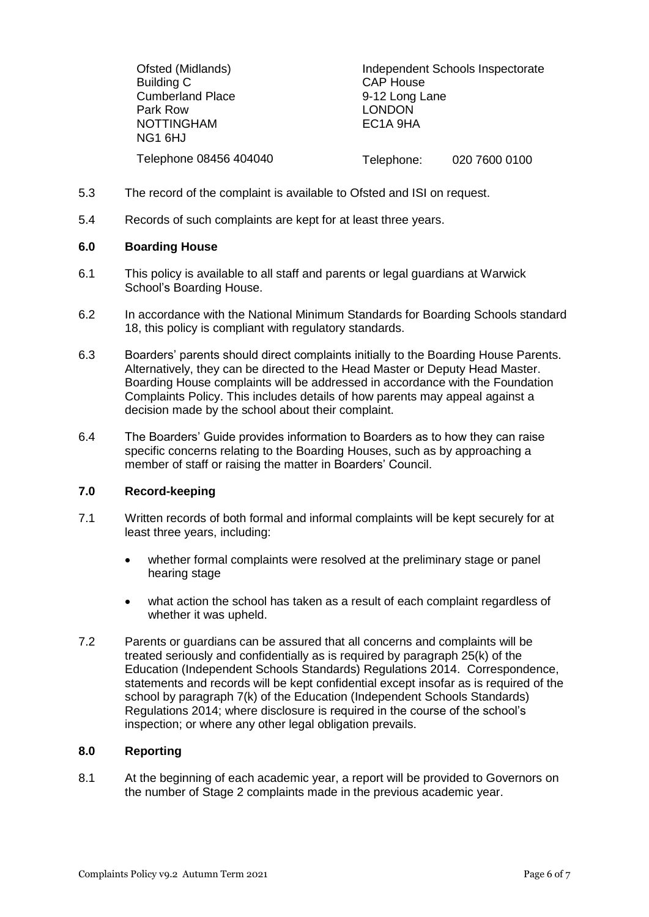| Ofsted (Midlands) | Independent Schools Inspectorate |
| --- | --- |
| Building C | CAP House |
| Cumberland Place | 9-12 Long Lane |
| Park Row | LONDON |
| NOTTINGHAM | EC1A 9HA |
| NG1 6HJ | |
| Telephone 08456 404040 | Telephone: 020 7600 0100 |

5.3 The record of the complaint is available to Ofsted and ISI on request.

5.4 Records of such complaints are kept for at least three years.

## 6.0 Boarding House

6.1 This policy is available to all staff and parents or legal guardians at Warwick School's Boarding House.

6.2 In accordance with the National Minimum Standards for Boarding Schools standard 18, this policy is compliant with regulatory standards.

6.3 Boarders' parents should direct complaints initially to the Boarding House Parents. Alternatively, they can be directed to the Head Master or Deputy Head Master. Boarding House complaints will be addressed in accordance with the Foundation Complaints Policy. This includes details of how parents may appeal against a decision made by the school about their complaint.

6.4 The Boarders' Guide provides information to Boarders as to how they can raise specific concerns relating to the Boarding Houses, such as by approaching a member of staff or raising the matter in Boarders' Council.

## 7.0 Record-keeping

7.1 Written records of both formal and informal complaints will be kept securely for at least three years, including:

- whether formal complaints were resolved at the preliminary stage or panel hearing stage
- what action the school has taken as a result of each complaint regardless of whether it was upheld.

7.2 Parents or guardians can be assured that all concerns and complaints will be treated seriously and confidentially as is required by paragraph 25(k) of the Education (Independent Schools Standards) Regulations 2014. Correspondence, statements and records will be kept confidential except insofar as is required of the school by paragraph 7(k) of the Education (Independent Schools Standards) Regulations 2014; where disclosure is required in the course of the school's inspection; or where any other legal obligation prevails.

## 8.0 Reporting

8.1 At the beginning of each academic year, a report will be provided to Governors on the number of Stage 2 complaints made in the previous academic year.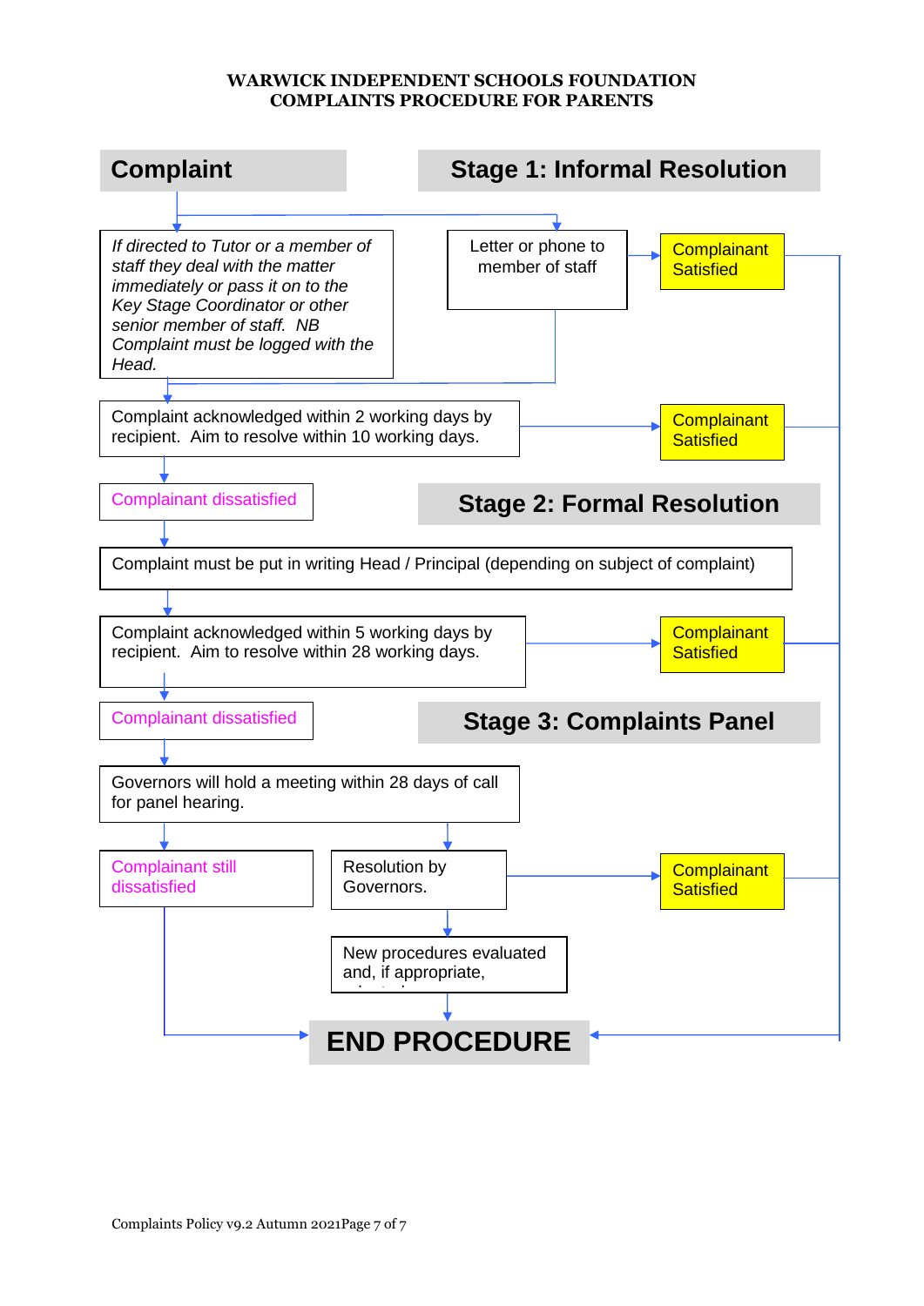**WARWICK INDEPENDENT SCHOOLS FOUNDATION**
**COMPLAINTS PROCEDURE FOR PARENTS**

## Complaint

## Stage 1: Informal Resolution

*If directed to Tutor or a member of staff they deal with the matter immediately or pass it on to the Key Stage Coordinator or other senior member of staff. NB Complaint must be logged with the Head.*

Letter or phone to member of staff

Complainant Satisfied

Complaint acknowledged within 2 working days by recipient. Aim to resolve within 10 working days.

Complainant Satisfied

Complainant dissatisfied

## Stage 2: Formal Resolution

Complaint must be put in writing Head / Principal (depending on subject of complaint)

Complaint acknowledged within 5 working days by recipient. Aim to resolve within 28 working days.

Complainant Satisfied

Complainant dissatisfied

## Stage 3: Complaints Panel

Governors will hold a meeting within 28 days of call for panel hearing.

Complainant still dissatisfied

Resolution by Governors.

Complainant Satisfied

New procedures evaluated and, if appropriate,

## END PROCEDURE